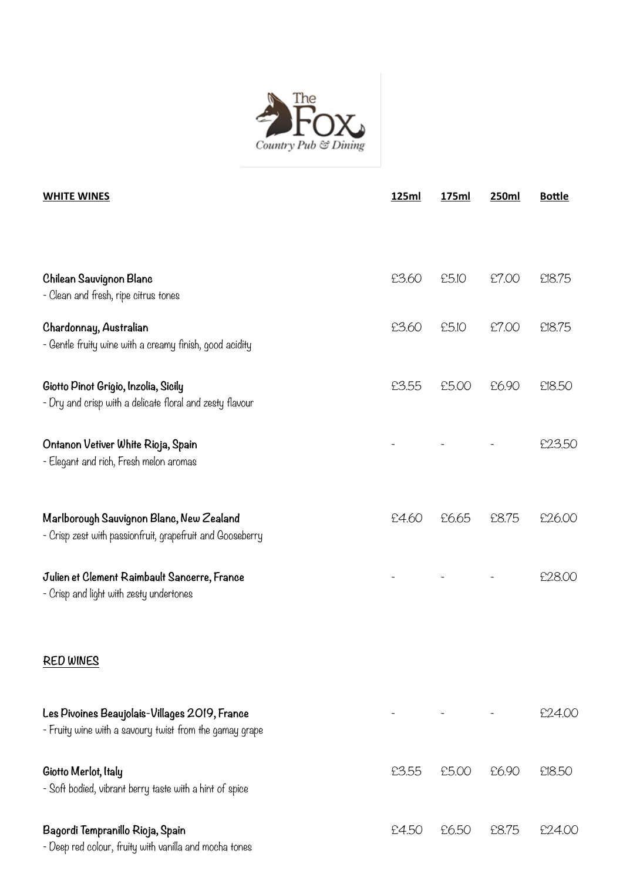The Fox
Country Pub & Dining

| WHITE WINES | 125ml | 175ml | 250ml | Bottle |
|---|---|---|---|---|
| **Chilean Sauvignon Blanc**<br>- Clean and fresh, ripe citrus tones | £3.60 | £5.10 | £7.00 | £18.75 |
| **Chardonnay, Australian**<br>- Gentle fruity wine with a creamy finish, good acidity | £3.60 | £5.10 | £7.00 | £18.75 |
| **Giotto Pinot Grigio, Inzolia, Sicily**<br>- Dry and crisp with a delicate floral and zesty flavour | £3.55 | £5.00 | £6.90 | £18.50 |
| **Ontanon Vetiver White Rioja, Spain**<br>- Elegant and rich, Fresh melon aromas | - | - | - | £23.50 |
| **Marlborough Sauvignon Blanc, New Zealand**<br>- Crisp zest with passionfruit, grapefruit and Gooseberry | £4.60 | £6.65 | £8.75 | £26.00 |
| **Julien et Clement Raimbault Sancerre, France**<br>- Crisp and light with zesty undertones | - | - | - | £28.00 |

| RED WINES | 125ml | 175ml | 250ml | Bottle |
|---|---|---|---|---|
| **Les Pivoines Beaujolais-Villages 2019, France**<br>- Fruity wine with a savoury twist from the gamay grape | - | - | - | £24.00 |
| **Giotto Merlot, Italy**<br>- Soft bodied, vibrant berry taste with a hint of spice | £3.55 | £5.00 | £6.90 | £18.50 |
| **Bagordi Tempranillo Rioja, Spain**<br>- Deep red colour, fruity with vanilla and mocha tones | £4.50 | £6.50 | £8.75 | £24.00 |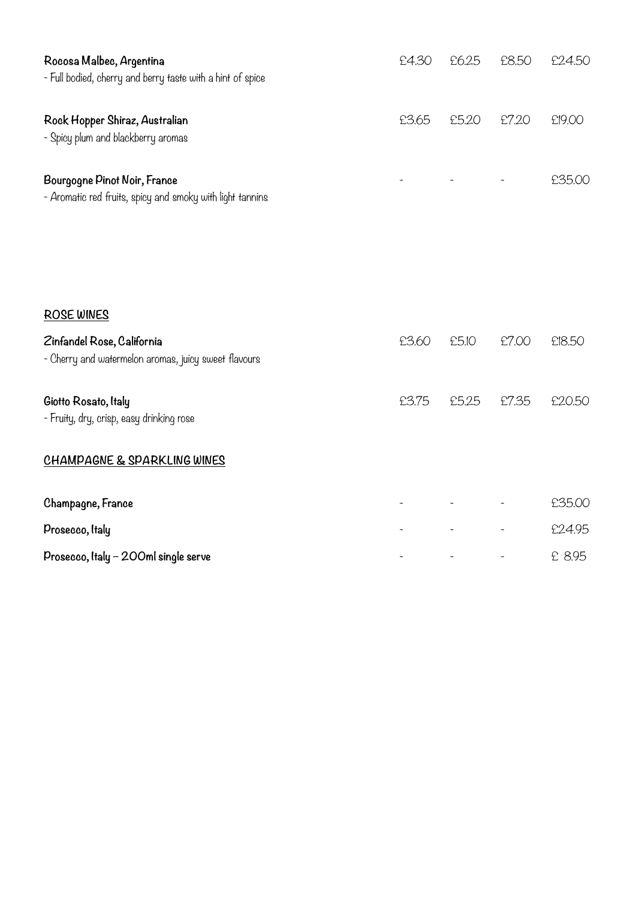| | | | | |
|---|---|---|---|---|
| **Rocosa Malbec, Argentina**<br>- Full bodied, cherry and berry taste with a hint of spice | £4.30 | £6.25 | £8.50 | £24.50 |
| **Rock Hopper Shiraz, Australian**<br>- Spicy plum and blackberry aromas | £3.65 | £5.20 | £7.20 | £19.00 |
| **Bourgogne Pinot Noir, France**<br>- Aromatic red fruits, spicy and smoky with light tannins | - | - | - | £35.00 |

## ROSE WINES

| | | | | |
|---|---|---|---|---|
| **Zinfandel Rose, California**<br>- Cherry and watermelon aromas, juicy sweet flavours | £3.60 | £5.10 | £7.00 | £18.50 |
| **Giotto Rosato, Italy**<br>- Fruity, dry, crisp, easy drinking rose | £3.75 | £5.25 | £7.35 | £20.50 |

## CHAMPAGNE & SPARKLING WINES

| | | | | |
|---|---|---|---|---|
| **Champagne, France** | - | - | - | £35.00 |
| **Prosecco, Italy** | - | - | - | £24.95 |
| **Prosecco, Italy – 200ml single serve** | - | - | - | £ 8.95 |